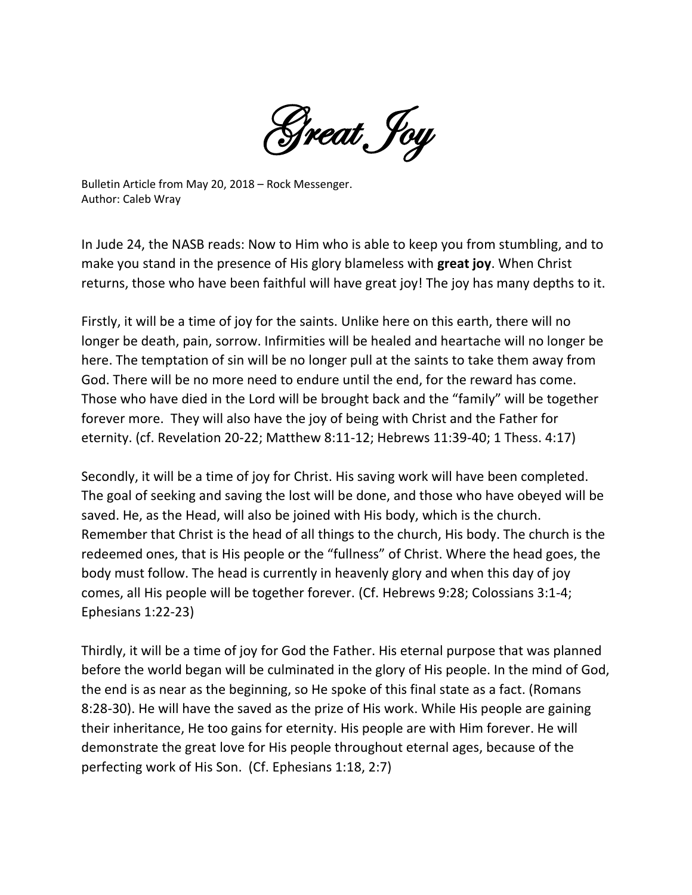# Great Joy

Bulletin Article from May 20, 2018 – Rock Messenger.
Author: Caleb Wray

In Jude 24, the NASB reads: Now to Him who is able to keep you from stumbling, and to make you stand in the presence of His glory blameless with **great joy**. When Christ returns, those who have been faithful will have great joy! The joy has many depths to it.

Firstly, it will be a time of joy for the saints. Unlike here on this earth, there will no longer be death, pain, sorrow. Infirmities will be healed and heartache will no longer be here. The temptation of sin will be no longer pull at the saints to take them away from God. There will be no more need to endure until the end, for the reward has come. Those who have died in the Lord will be brought back and the "family" will be together forever more. They will also have the joy of being with Christ and the Father for eternity. (cf. Revelation 20-22; Matthew 8:11-12; Hebrews 11:39-40; 1 Thess. 4:17)

Secondly, it will be a time of joy for Christ. His saving work will have been completed. The goal of seeking and saving the lost will be done, and those who have obeyed will be saved. He, as the Head, will also be joined with His body, which is the church. Remember that Christ is the head of all things to the church, His body. The church is the redeemed ones, that is His people or the "fullness" of Christ. Where the head goes, the body must follow. The head is currently in heavenly glory and when this day of joy comes, all His people will be together forever. (Cf. Hebrews 9:28; Colossians 3:1-4; Ephesians 1:22-23)

Thirdly, it will be a time of joy for God the Father. His eternal purpose that was planned before the world began will be culminated in the glory of His people. In the mind of God, the end is as near as the beginning, so He spoke of this final state as a fact. (Romans 8:28-30). He will have the saved as the prize of His work. While His people are gaining their inheritance, He too gains for eternity. His people are with Him forever. He will demonstrate the great love for His people throughout eternal ages, because of the perfecting work of His Son. (Cf. Ephesians 1:18, 2:7)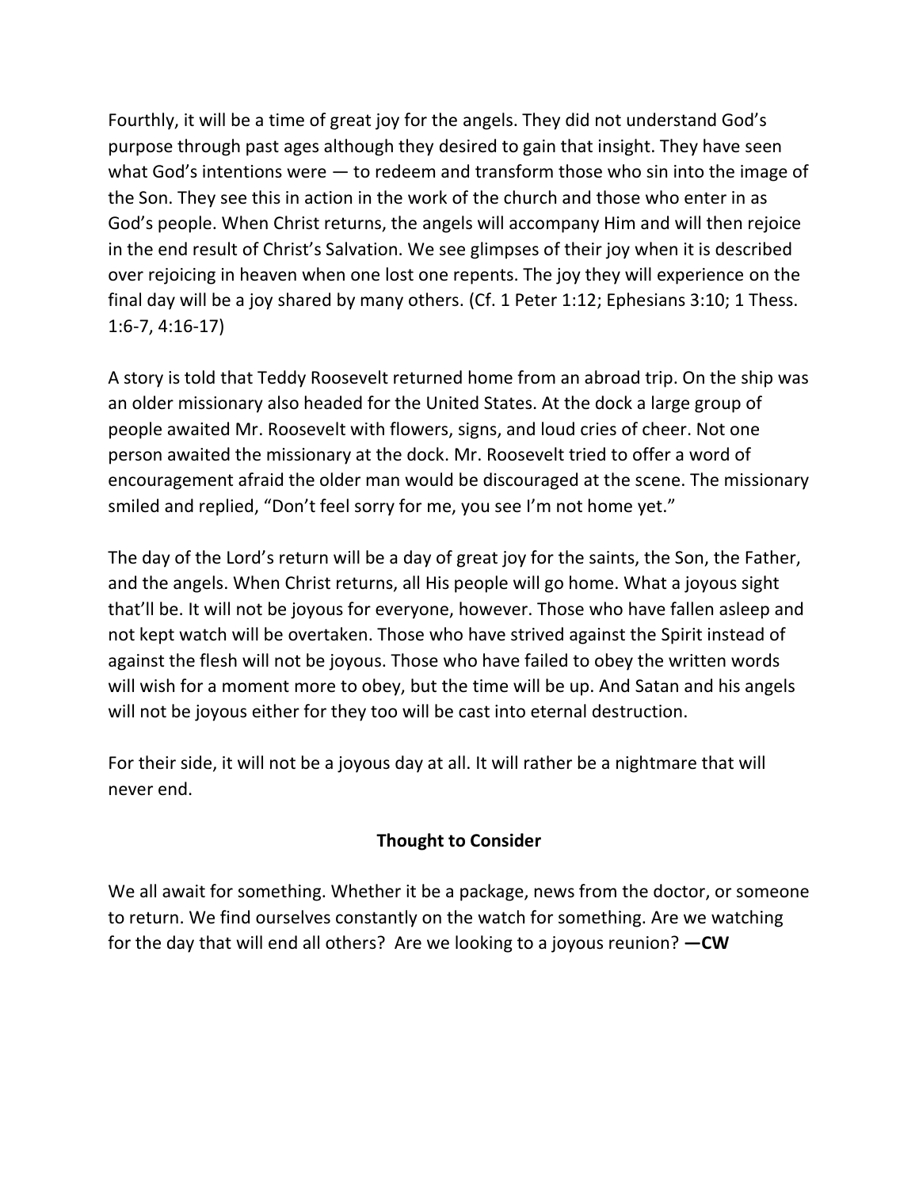Fourthly, it will be a time of great joy for the angels. They did not understand God's purpose through past ages although they desired to gain that insight. They have seen what God's intentions were — to redeem and transform those who sin into the image of the Son. They see this in action in the work of the church and those who enter in as God's people. When Christ returns, the angels will accompany Him and will then rejoice in the end result of Christ's Salvation. We see glimpses of their joy when it is described over rejoicing in heaven when one lost one repents. The joy they will experience on the final day will be a joy shared by many others. (Cf. 1 Peter 1:12; Ephesians 3:10; 1 Thess. 1:6-7, 4:16-17)

A story is told that Teddy Roosevelt returned home from an abroad trip. On the ship was an older missionary also headed for the United States. At the dock a large group of people awaited Mr. Roosevelt with flowers, signs, and loud cries of cheer. Not one person awaited the missionary at the dock. Mr. Roosevelt tried to offer a word of encouragement afraid the older man would be discouraged at the scene. The missionary smiled and replied, "Don't feel sorry for me, you see I'm not home yet."

The day of the Lord's return will be a day of great joy for the saints, the Son, the Father, and the angels. When Christ returns, all His people will go home. What a joyous sight that'll be. It will not be joyous for everyone, however. Those who have fallen asleep and not kept watch will be overtaken. Those who have strived against the Spirit instead of against the flesh will not be joyous. Those who have failed to obey the written words will wish for a moment more to obey, but the time will be up. And Satan and his angels will not be joyous either for they too will be cast into eternal destruction.

For their side, it will not be a joyous day at all. It will rather be a nightmare that will never end.

**Thought to Consider**

We all await for something. Whether it be a package, news from the doctor, or someone to return. We find ourselves constantly on the watch for something. Are we watching for the day that will end all others? Are we looking to a joyous reunion? **—CW**